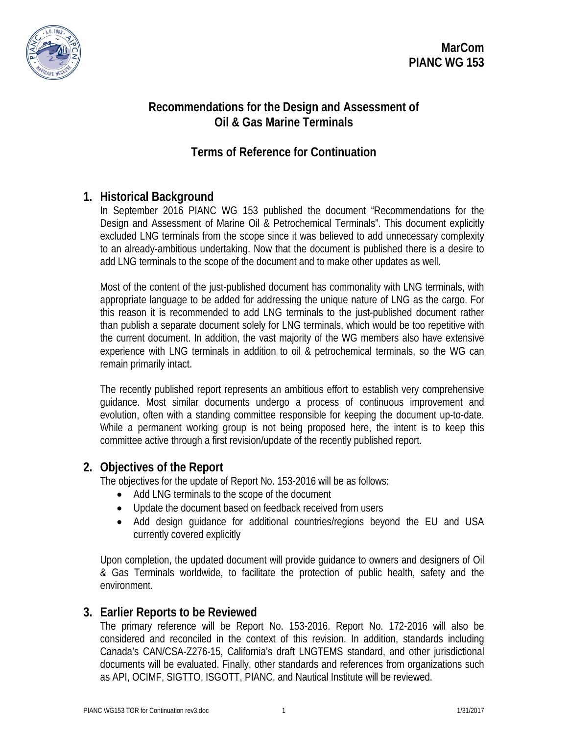MarCom
PIANC WG 153

# Recommendations for the Design and Assessment of Oil & Gas Marine Terminals

## Terms of Reference for Continuation

## 1. Historical Background

In September 2016 PIANC WG 153 published the document "Recommendations for the Design and Assessment of Marine Oil & Petrochemical Terminals". This document explicitly excluded LNG terminals from the scope since it was believed to add unnecessary complexity to an already-ambitious undertaking. Now that the document is published there is a desire to add LNG terminals to the scope of the document and to make other updates as well.

Most of the content of the just-published document has commonality with LNG terminals, with appropriate language to be added for addressing the unique nature of LNG as the cargo. For this reason it is recommended to add LNG terminals to the just-published document rather than publish a separate document solely for LNG terminals, which would be too repetitive with the current document. In addition, the vast majority of the WG members also have extensive experience with LNG terminals in addition to oil & petrochemical terminals, so the WG can remain primarily intact.

The recently published report represents an ambitious effort to establish very comprehensive guidance. Most similar documents undergo a process of continuous improvement and evolution, often with a standing committee responsible for keeping the document up-to-date. While a permanent working group is not being proposed here, the intent is to keep this committee active through a first revision/update of the recently published report.

## 2. Objectives of the Report

The objectives for the update of Report No. 153-2016 will be as follows:

- Add LNG terminals to the scope of the document
- Update the document based on feedback received from users
- Add design guidance for additional countries/regions beyond the EU and USA currently covered explicitly

Upon completion, the updated document will provide guidance to owners and designers of Oil & Gas Terminals worldwide, to facilitate the protection of public health, safety and the environment.

## 3. Earlier Reports to be Reviewed

The primary reference will be Report No. 153-2016. Report No. 172-2016 will also be considered and reconciled in the context of this revision. In addition, standards including Canada's CAN/CSA-Z276-15, California's draft LNGTEMS standard, and other jurisdictional documents will be evaluated. Finally, other standards and references from organizations such as API, OCIMF, SIGTTO, ISGOTT, PIANC, and Nautical Institute will be reviewed.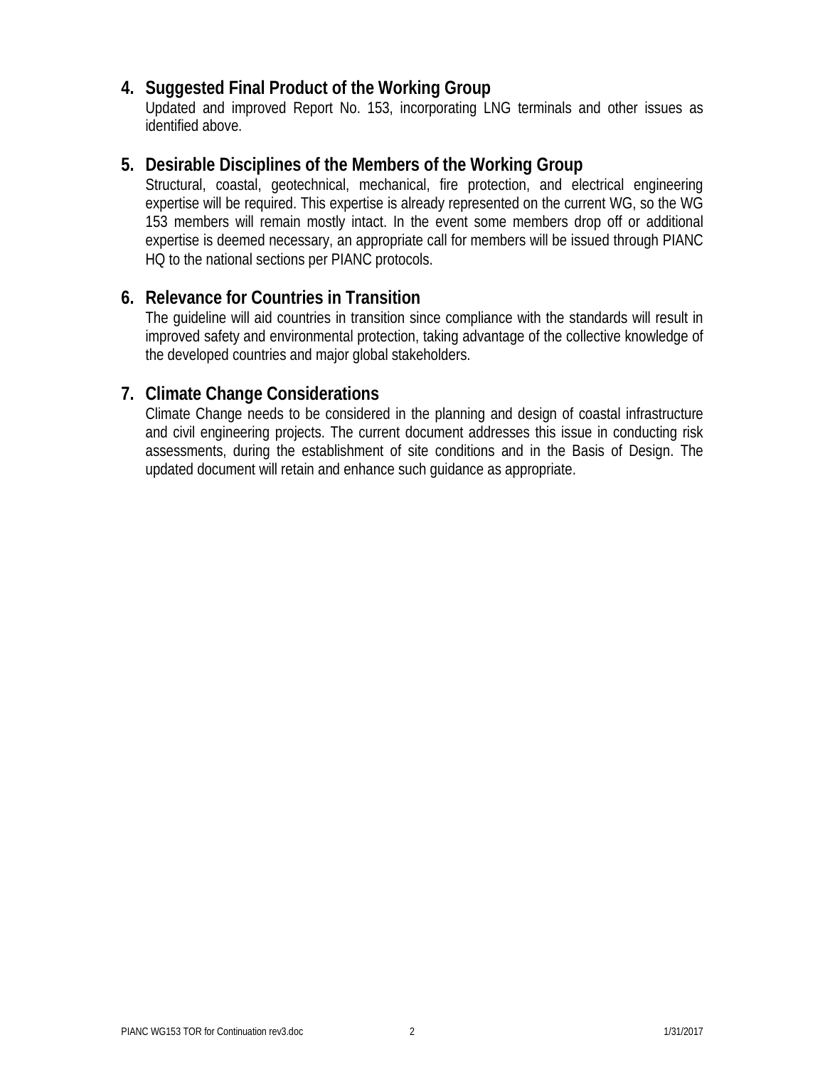## 4. Suggested Final Product of the Working Group

Updated and improved Report No. 153, incorporating LNG terminals and other issues as identified above.

## 5. Desirable Disciplines of the Members of the Working Group

Structural, coastal, geotechnical, mechanical, fire protection, and electrical engineering expertise will be required. This expertise is already represented on the current WG, so the WG 153 members will remain mostly intact. In the event some members drop off or additional expertise is deemed necessary, an appropriate call for members will be issued through PIANC HQ to the national sections per PIANC protocols.

## 6. Relevance for Countries in Transition

The guideline will aid countries in transition since compliance with the standards will result in improved safety and environmental protection, taking advantage of the collective knowledge of the developed countries and major global stakeholders.

## 7. Climate Change Considerations

Climate Change needs to be considered in the planning and design of coastal infrastructure and civil engineering projects. The current document addresses this issue in conducting risk assessments, during the establishment of site conditions and in the Basis of Design. The updated document will retain and enhance such guidance as appropriate.